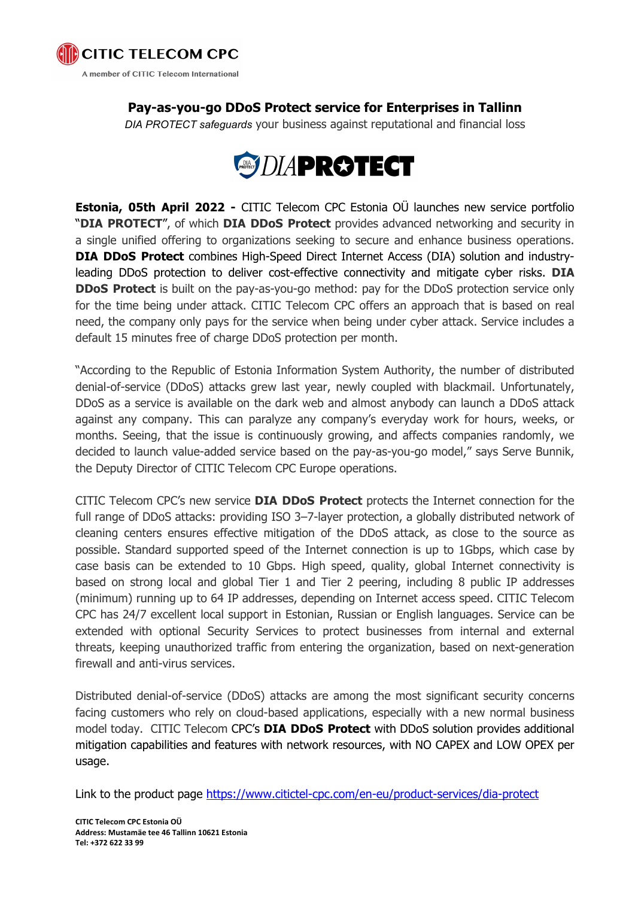# Pay-as-you-go DDoS Protect service for Enterprises in Tallinn

*DIA PROTECT safeguards* your business against reputational and financial loss

**Estonia, 05th April 2022 -** CITIC Telecom CPC Estonia OÜ launches new service portfolio "**DIA PROTECT**", of which **DIA DDoS Protect** provides advanced networking and security in a single unified offering to organizations seeking to secure and enhance business operations. **DIA DDoS Protect** combines High-Speed Direct Internet Access (DIA) solution and industry-leading DDoS protection to deliver cost-effective connectivity and mitigate cyber risks. **DIA DDoS Protect** is built on the pay-as-you-go method: pay for the DDoS protection service only for the time being under attack. CITIC Telecom CPC offers an approach that is based on real need, the company only pays for the service when being under cyber attack. Service includes a default 15 minutes free of charge DDoS protection per month.

"According to the Republic of Estonia Information System Authority, the number of distributed denial-of-service (DDoS) attacks grew last year, newly coupled with blackmail. Unfortunately, DDoS as a service is available on the dark web and almost anybody can launch a DDoS attack against any company. This can paralyze any company's everyday work for hours, weeks, or months. Seeing, that the issue is continuously growing, and affects companies randomly, we decided to launch value-added service based on the pay-as-you-go model," says Serve Bunnik, the Deputy Director of CITIC Telecom CPC Europe operations.

CITIC Telecom CPC's new service **DIA DDoS Protect** protects the Internet connection for the full range of DDoS attacks: providing ISO 3–7-layer protection, a globally distributed network of cleaning centers ensures effective mitigation of the DDoS attack, as close to the source as possible. Standard supported speed of the Internet connection is up to 1Gbps, which case by case basis can be extended to 10 Gbps. High speed, quality, global Internet connectivity is based on strong local and global Tier 1 and Tier 2 peering, including 8 public IP addresses (minimum) running up to 64 IP addresses, depending on Internet access speed. CITIC Telecom CPC has 24/7 excellent local support in Estonian, Russian or English languages. Service can be extended with optional Security Services to protect businesses from internal and external threats, keeping unauthorized traffic from entering the organization, based on next-generation firewall and anti-virus services.

Distributed denial-of-service (DDoS) attacks are among the most significant security concerns facing customers who rely on cloud-based applications, especially with a new normal business model today. CITIC Telecom CPC's **DIA DDoS Protect** with DDoS solution provides additional mitigation capabilities and features with network resources, with NO CAPEX and LOW OPEX per usage.

Link to the product page https://www.citictel-cpc.com/en-eu/product-services/dia-protect

**CITIC Telecom CPC Estonia OÜ**
**Address: Mustamäe tee 46 Tallinn 10621 Estonia**
**Tel: +372 622 33 99**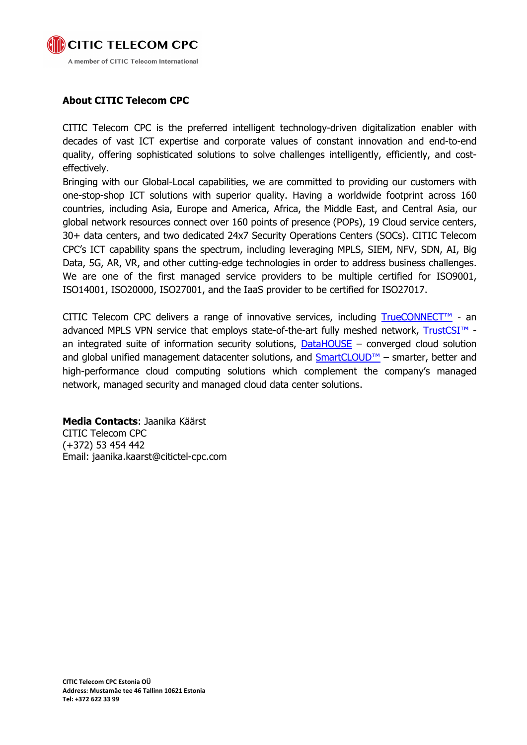## About CITIC Telecom CPC

CITIC Telecom CPC is the preferred intelligent technology-driven digitalization enabler with decades of vast ICT expertise and corporate values of constant innovation and end-to-end quality, offering sophisticated solutions to solve challenges intelligently, efficiently, and cost-effectively.

Bringing with our Global-Local capabilities, we are committed to providing our customers with one-stop-shop ICT solutions with superior quality. Having a worldwide footprint across 160 countries, including Asia, Europe and America, Africa, the Middle East, and Central Asia, our global network resources connect over 160 points of presence (POPs), 19 Cloud service centers, 30+ data centers, and two dedicated 24x7 Security Operations Centers (SOCs). CITIC Telecom CPC's ICT capability spans the spectrum, including leveraging MPLS, SIEM, NFV, SDN, AI, Big Data, 5G, AR, VR, and other cutting-edge technologies in order to address business challenges. We are one of the first managed service providers to be multiple certified for ISO9001, ISO14001, ISO20000, ISO27001, and the IaaS provider to be certified for ISO27017.

CITIC Telecom CPC delivers a range of innovative services, including TrueCONNECT™ - an advanced MPLS VPN service that employs state-of-the-art fully meshed network, TrustCSI™ - an integrated suite of information security solutions, DataHOUSE – converged cloud solution and global unified management datacenter solutions, and SmartCLOUD™ – smarter, better and high-performance cloud computing solutions which complement the company's managed network, managed security and managed cloud data center solutions.

**Media Contacts**: Jaanika Käärst
CITIC Telecom CPC
(+372) 53 454 442
Email: jaanika.kaarst@citictel-cpc.com

**CITIC Telecom CPC Estonia OÜ**
**Address: Mustamäe tee 46 Tallinn 10621 Estonia**
**Tel: +372 622 33 99**